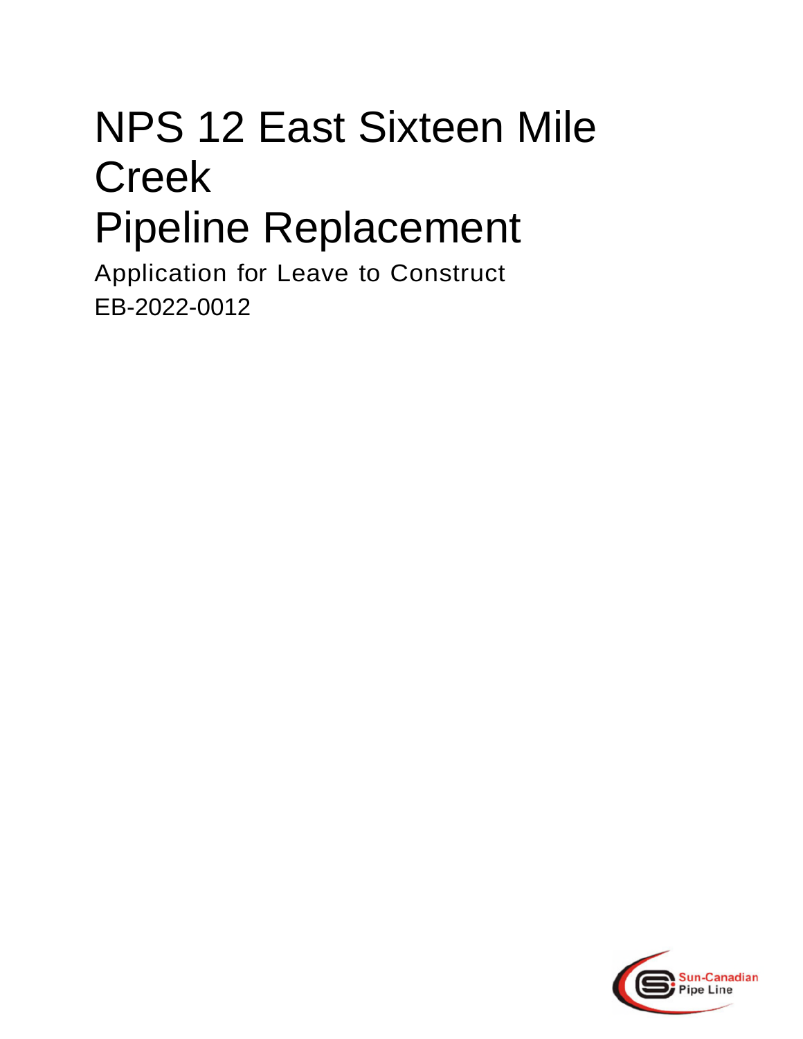# NPS 12 East Sixteen Mile Creek Pipeline Replacement

Application for Leave to Construct

EB-2022-0012

Sun-Canadian Pipe Line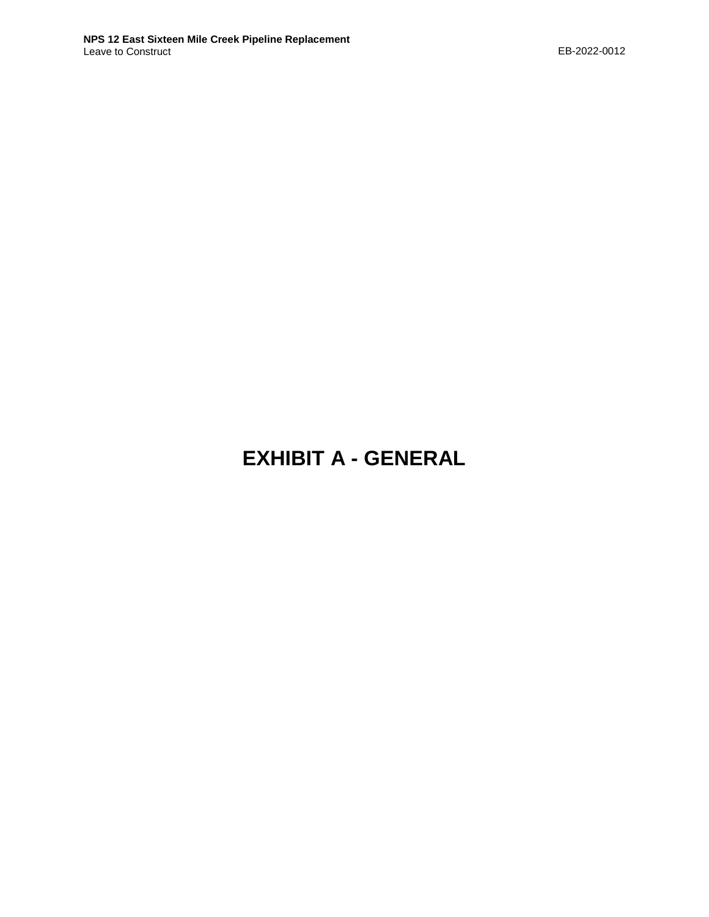# EXHIBIT A - GENERAL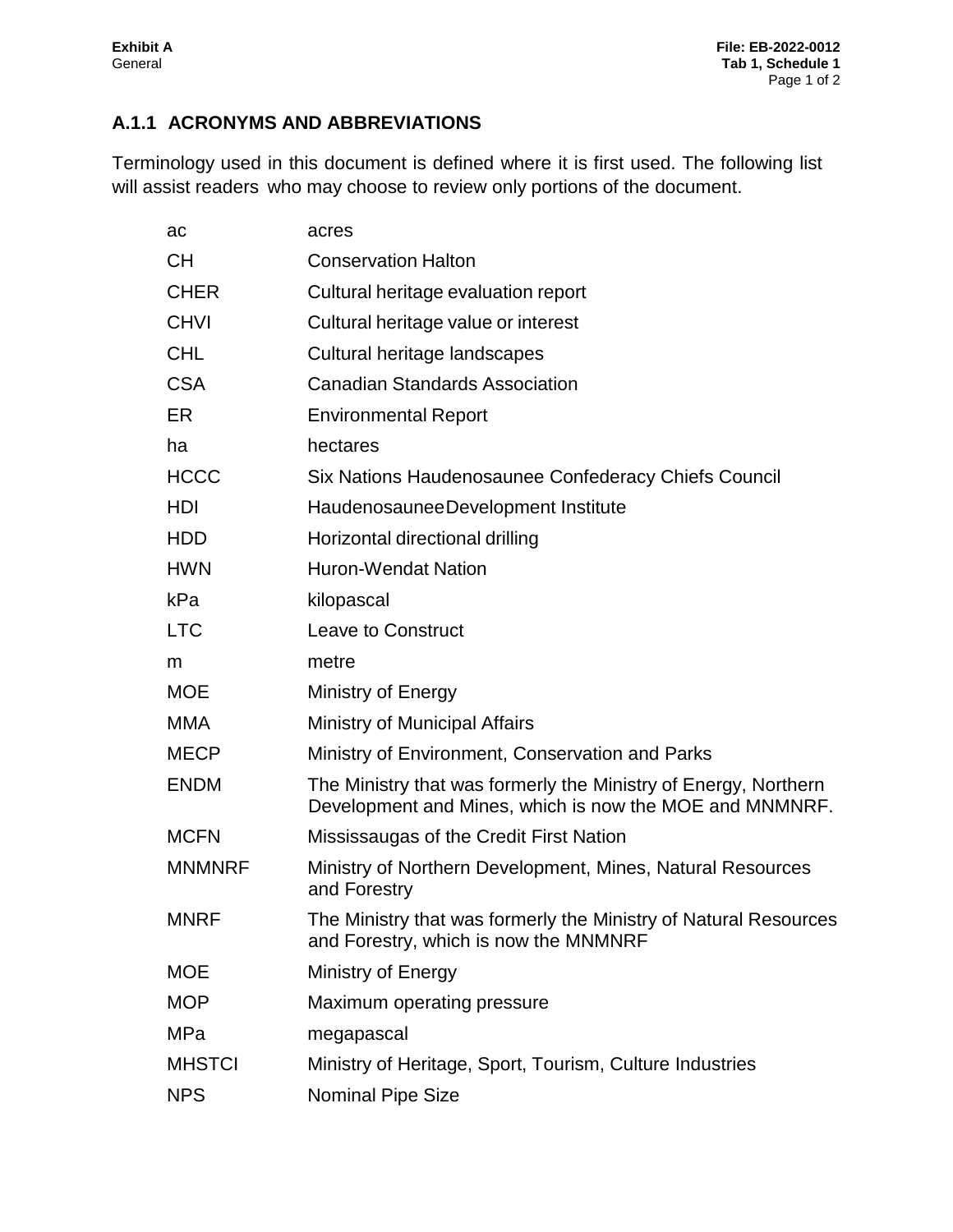## A.1.1 ACRONYMS AND ABBREVIATIONS

Terminology used in this document is defined where it is first used. The following list will assist readers who may choose to review only portions of the document.

| | |
|---|---|
| ac | acres |
| CH | Conservation Halton |
| CHER | Cultural heritage evaluation report |
| CHVI | Cultural heritage value or interest |
| CHL | Cultural heritage landscapes |
| CSA | Canadian Standards Association |
| ER | Environmental Report |
| ha | hectares |
| HCCC | Six Nations Haudenosaunee Confederacy Chiefs Council |
| HDI | Haudenosaunee Development Institute |
| HDD | Horizontal directional drilling |
| HWN | Huron-Wendat Nation |
| kPa | kilopascal |
| LTC | Leave to Construct |
| m | metre |
| MOE | Ministry of Energy |
| MMA | Ministry of Municipal Affairs |
| MECP | Ministry of Environment, Conservation and Parks |
| ENDM | The Ministry that was formerly the Ministry of Energy, Northern Development and Mines, which is now the MOE and MNMNRF. |
| MCFN | Mississaugas of the Credit First Nation |
| MNMNRF | Ministry of Northern Development, Mines, Natural Resources and Forestry |
| MNRF | The Ministry that was formerly the Ministry of Natural Resources and Forestry, which is now the MNMNRF |
| MOE | Ministry of Energy |
| MOP | Maximum operating pressure |
| MPa | megapascal |
| MHSTCI | Ministry of Heritage, Sport, Tourism, Culture Industries |
| NPS | Nominal Pipe Size |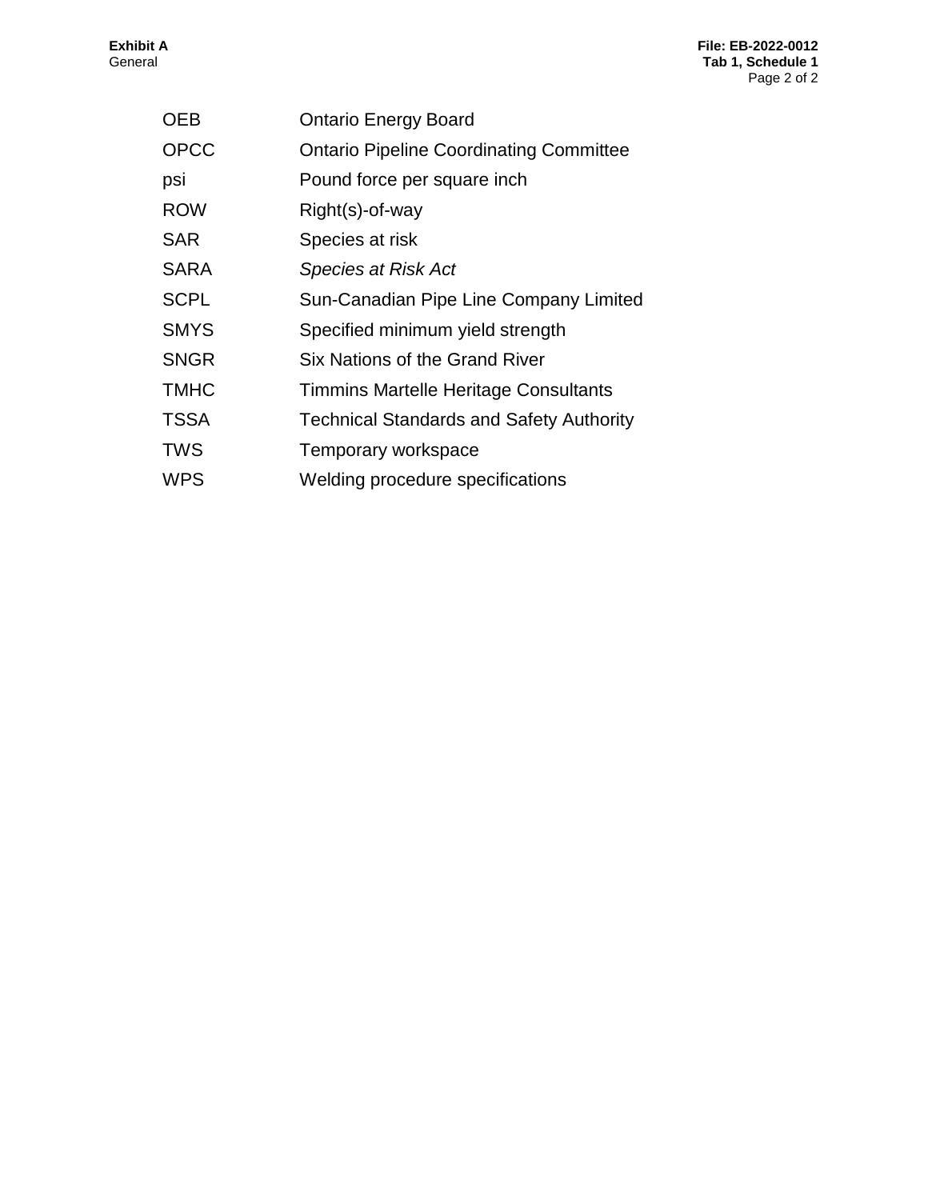| | |
|---|---|
| OEB | Ontario Energy Board |
| OPCC | Ontario Pipeline Coordinating Committee |
| psi | Pound force per square inch |
| ROW | Right(s)-of-way |
| SAR | Species at risk |
| SARA | *Species at Risk Act* |
| SCPL | Sun-Canadian Pipe Line Company Limited |
| SMYS | Specified minimum yield strength |
| SNGR | Six Nations of the Grand River |
| TMHC | Timmins Martelle Heritage Consultants |
| TSSA | Technical Standards and Safety Authority |
| TWS | Temporary workspace |
| WPS | Welding procedure specifications |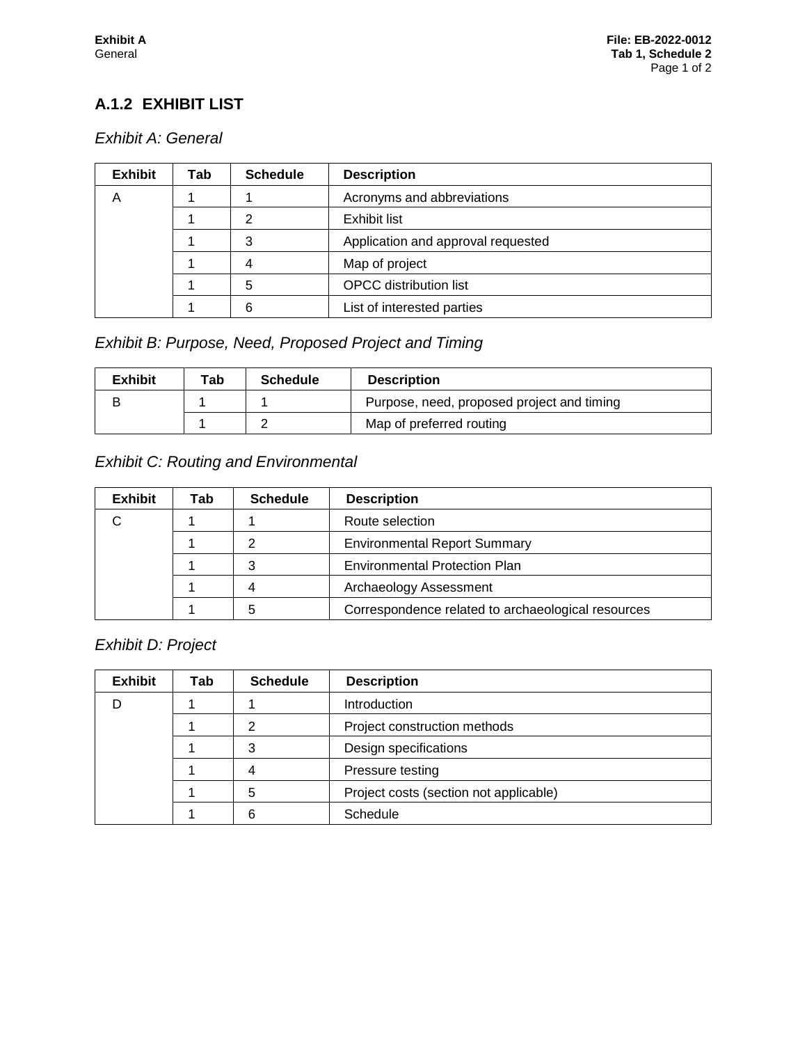## A.1.2 EXHIBIT LIST

### *Exhibit A: General*

| Exhibit | Tab | Schedule | Description |
|---|---|---|---|
| A | 1 | 1 | Acronyms and abbreviations |
| | 1 | 2 | Exhibit list |
| | 1 | 3 | Application and approval requested |
| | 1 | 4 | Map of project |
| | 1 | 5 | OPCC distribution list |
| | 1 | 6 | List of interested parties |

### *Exhibit B: Purpose, Need, Proposed Project and Timing*

| Exhibit | Tab | Schedule | Description |
|---|---|---|---|
| B | 1 | 1 | Purpose, need, proposed project and timing |
| | 1 | 2 | Map of preferred routing |

### *Exhibit C: Routing and Environmental*

| Exhibit | Tab | Schedule | Description |
|---|---|---|---|
| C | 1 | 1 | Route selection |
| | 1 | 2 | Environmental Report Summary |
| | 1 | 3 | Environmental Protection Plan |
| | 1 | 4 | Archaeology Assessment |
| | 1 | 5 | Correspondence related to archaeological resources |

### *Exhibit D: Project*

| Exhibit | Tab | Schedule | Description |
|---|---|---|---|
| D | 1 | 1 | Introduction |
| | 1 | 2 | Project construction methods |
| | 1 | 3 | Design specifications |
| | 1 | 4 | Pressure testing |
| | 1 | 5 | Project costs (section not applicable) |
| | 1 | 6 | Schedule |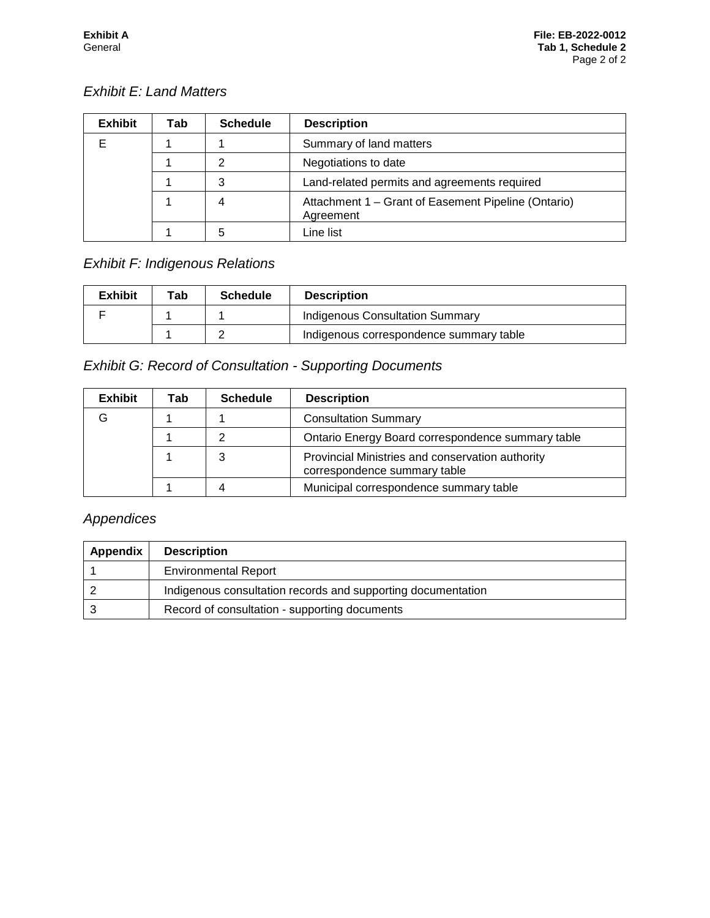*Exhibit E: Land Matters*

| Exhibit | Tab | Schedule | Description |
|---|---|---|---|
| E | 1 | 1 | Summary of land matters |
| | 1 | 2 | Negotiations to date |
| | 1 | 3 | Land-related permits and agreements required |
| | 1 | 4 | Attachment 1 – Grant of Easement Pipeline (Ontario) Agreement |
| | 1 | 5 | Line list |

*Exhibit F: Indigenous Relations*

| Exhibit | Tab | Schedule | Description |
|---|---|---|---|
| F | 1 | 1 | Indigenous Consultation Summary |
| | 1 | 2 | Indigenous correspondence summary table |

*Exhibit G: Record of Consultation - Supporting Documents*

| Exhibit | Tab | Schedule | Description |
|---|---|---|---|
| G | 1 | 1 | Consultation Summary |
| | 1 | 2 | Ontario Energy Board correspondence summary table |
| | 1 | 3 | Provincial Ministries and conservation authority correspondence summary table |
| | 1 | 4 | Municipal correspondence summary table |

*Appendices*

| Appendix | Description |
|---|---|
| 1 | Environmental Report |
| 2 | Indigenous consultation records and supporting documentation |
| 3 | Record of consultation - supporting documents |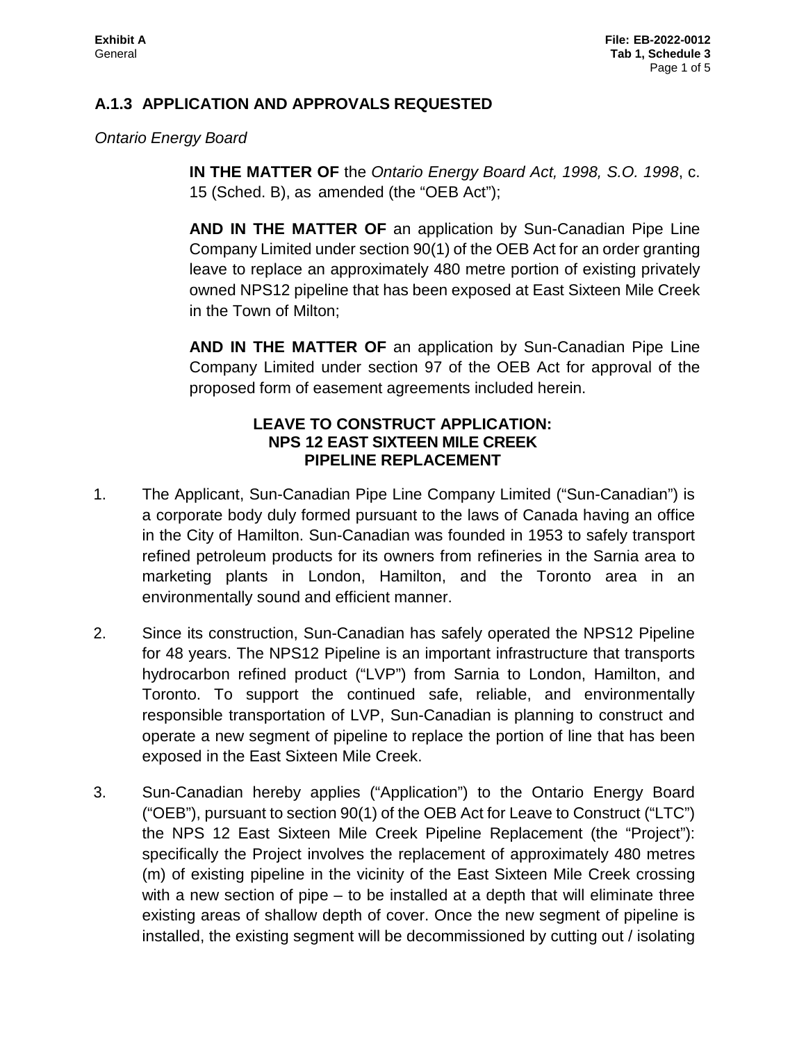## A.1.3 APPLICATION AND APPROVALS REQUESTED

*Ontario Energy Board*

> **IN THE MATTER OF** the *Ontario Energy Board Act, 1998, S.O. 1998*, c. 15 (Sched. B), as amended (the "OEB Act");
>
> **AND IN THE MATTER OF** an application by Sun-Canadian Pipe Line Company Limited under section 90(1) of the OEB Act for an order granting leave to replace an approximately 480 metre portion of existing privately owned NPS12 pipeline that has been exposed at East Sixteen Mile Creek in the Town of Milton;
>
> **AND IN THE MATTER OF** an application by Sun-Canadian Pipe Line Company Limited under section 97 of the OEB Act for approval of the proposed form of easement agreements included herein.

**LEAVE TO CONSTRUCT APPLICATION:**
**NPS 12 EAST SIXTEEN MILE CREEK**
**PIPELINE REPLACEMENT**

1. The Applicant, Sun-Canadian Pipe Line Company Limited ("Sun-Canadian") is a corporate body duly formed pursuant to the laws of Canada having an office in the City of Hamilton. Sun-Canadian was founded in 1953 to safely transport refined petroleum products for its owners from refineries in the Sarnia area to marketing plants in London, Hamilton, and the Toronto area in an environmentally sound and efficient manner.

2. Since its construction, Sun-Canadian has safely operated the NPS12 Pipeline for 48 years. The NPS12 Pipeline is an important infrastructure that transports hydrocarbon refined product ("LVP") from Sarnia to London, Hamilton, and Toronto. To support the continued safe, reliable, and environmentally responsible transportation of LVP, Sun-Canadian is planning to construct and operate a new segment of pipeline to replace the portion of line that has been exposed in the East Sixteen Mile Creek.

3. Sun-Canadian hereby applies ("Application") to the Ontario Energy Board ("OEB"), pursuant to section 90(1) of the OEB Act for Leave to Construct ("LTC") the NPS 12 East Sixteen Mile Creek Pipeline Replacement (the "Project"): specifically the Project involves the replacement of approximately 480 metres (m) of existing pipeline in the vicinity of the East Sixteen Mile Creek crossing with a new section of pipe – to be installed at a depth that will eliminate three existing areas of shallow depth of cover. Once the new segment of pipeline is installed, the existing segment will be decommissioned by cutting out / isolating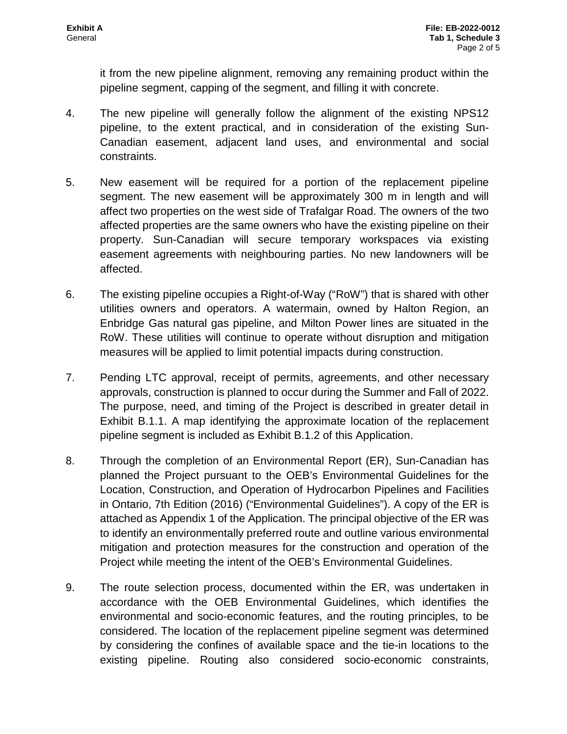it from the new pipeline alignment, removing any remaining product within the pipeline segment, capping of the segment, and filling it with concrete.

4. The new pipeline will generally follow the alignment of the existing NPS12 pipeline, to the extent practical, and in consideration of the existing Sun-Canadian easement, adjacent land uses, and environmental and social constraints.

5. New easement will be required for a portion of the replacement pipeline segment. The new easement will be approximately 300 m in length and will affect two properties on the west side of Trafalgar Road. The owners of the two affected properties are the same owners who have the existing pipeline on their property. Sun-Canadian will secure temporary workspaces via existing easement agreements with neighbouring parties. No new landowners will be affected.

6. The existing pipeline occupies a Right-of-Way ("RoW") that is shared with other utilities owners and operators. A watermain, owned by Halton Region, an Enbridge Gas natural gas pipeline, and Milton Power lines are situated in the RoW. These utilities will continue to operate without disruption and mitigation measures will be applied to limit potential impacts during construction.

7. Pending LTC approval, receipt of permits, agreements, and other necessary approvals, construction is planned to occur during the Summer and Fall of 2022. The purpose, need, and timing of the Project is described in greater detail in Exhibit B.1.1. A map identifying the approximate location of the replacement pipeline segment is included as Exhibit B.1.2 of this Application.

8. Through the completion of an Environmental Report (ER), Sun-Canadian has planned the Project pursuant to the OEB's Environmental Guidelines for the Location, Construction, and Operation of Hydrocarbon Pipelines and Facilities in Ontario, 7th Edition (2016) ("Environmental Guidelines"). A copy of the ER is attached as Appendix 1 of the Application. The principal objective of the ER was to identify an environmentally preferred route and outline various environmental mitigation and protection measures for the construction and operation of the Project while meeting the intent of the OEB's Environmental Guidelines.

9. The route selection process, documented within the ER, was undertaken in accordance with the OEB Environmental Guidelines, which identifies the environmental and socio-economic features, and the routing principles, to be considered. The location of the replacement pipeline segment was determined by considering the confines of available space and the tie-in locations to the existing pipeline. Routing also considered socio-economic constraints,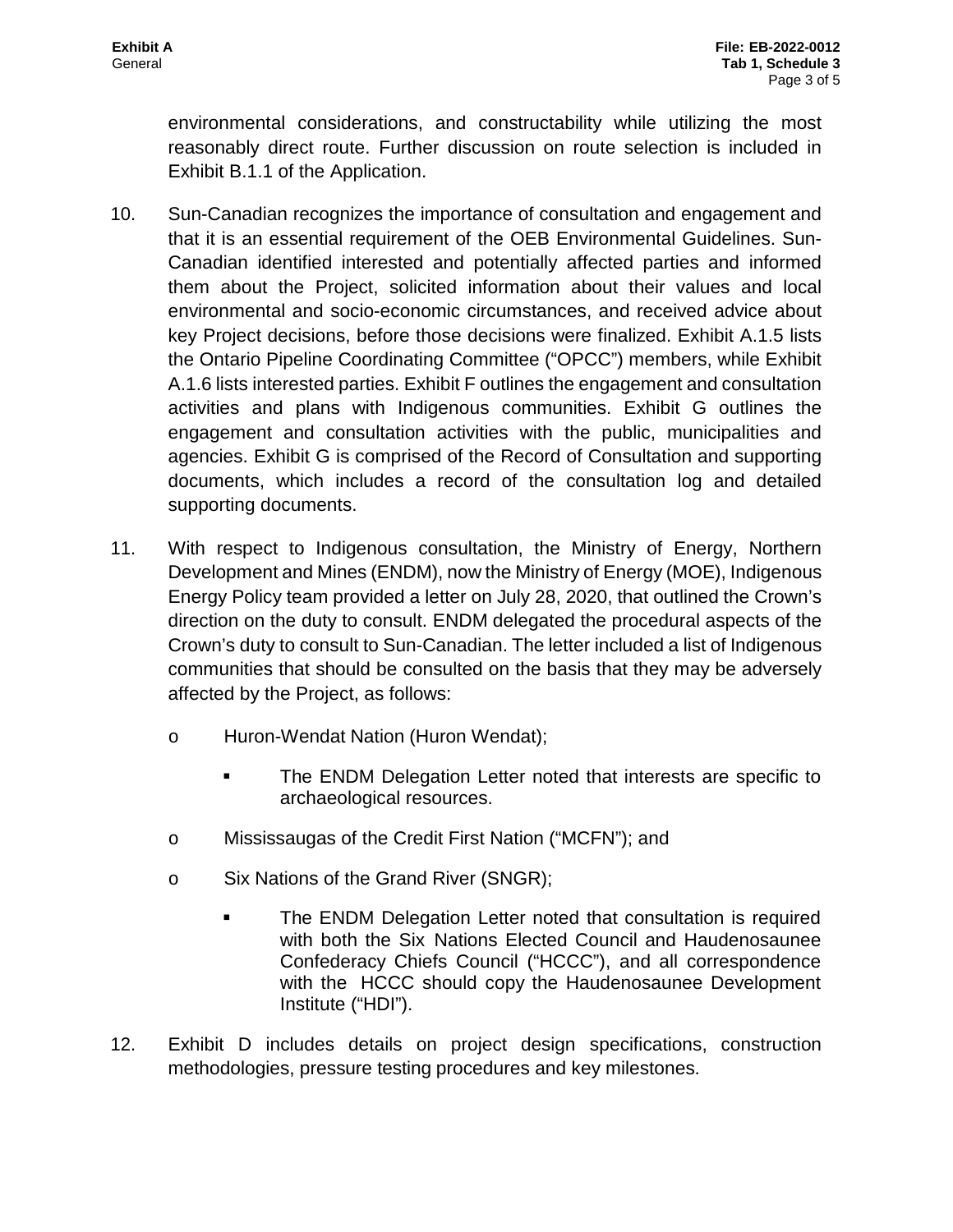environmental considerations, and constructability while utilizing the most reasonably direct route. Further discussion on route selection is included in Exhibit B.1.1 of the Application.

10. Sun-Canadian recognizes the importance of consultation and engagement and that it is an essential requirement of the OEB Environmental Guidelines. Sun-Canadian identified interested and potentially affected parties and informed them about the Project, solicited information about their values and local environmental and socio-economic circumstances, and received advice about key Project decisions, before those decisions were finalized. Exhibit A.1.5 lists the Ontario Pipeline Coordinating Committee ("OPCC") members, while Exhibit A.1.6 lists interested parties. Exhibit F outlines the engagement and consultation activities and plans with Indigenous communities. Exhibit G outlines the engagement and consultation activities with the public, municipalities and agencies. Exhibit G is comprised of the Record of Consultation and supporting documents, which includes a record of the consultation log and detailed supporting documents.

11. With respect to Indigenous consultation, the Ministry of Energy, Northern Development and Mines (ENDM), now the Ministry of Energy (MOE), Indigenous Energy Policy team provided a letter on July 28, 2020, that outlined the Crown's direction on the duty to consult. ENDM delegated the procedural aspects of the Crown's duty to consult to Sun-Canadian. The letter included a list of Indigenous communities that should be consulted on the basis that they may be adversely affected by the Project, as follows:

    - Huron-Wendat Nation (Huron Wendat);
        - The ENDM Delegation Letter noted that interests are specific to archaeological resources.
    - Mississaugas of the Credit First Nation ("MCFN"); and
    - Six Nations of the Grand River (SNGR);
        - The ENDM Delegation Letter noted that consultation is required with both the Six Nations Elected Council and Haudenosaunee Confederacy Chiefs Council ("HCCC"), and all correspondence with the HCCC should copy the Haudenosaunee Development Institute ("HDI").

12. Exhibit D includes details on project design specifications, construction methodologies, pressure testing procedures and key milestones.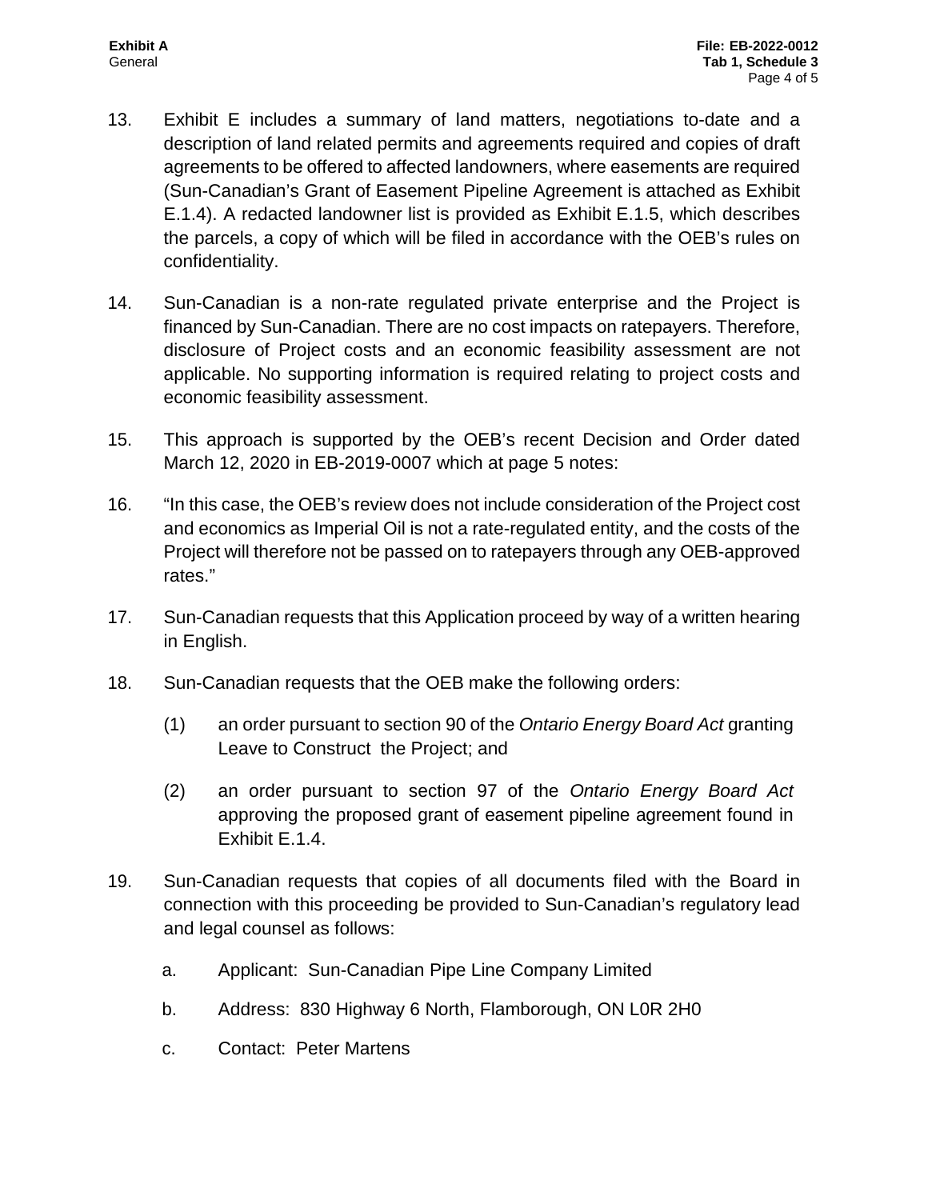13. Exhibit E includes a summary of land matters, negotiations to-date and a description of land related permits and agreements required and copies of draft agreements to be offered to affected landowners, where easements are required (Sun-Canadian's Grant of Easement Pipeline Agreement is attached as Exhibit E.1.4). A redacted landowner list is provided as Exhibit E.1.5, which describes the parcels, a copy of which will be filed in accordance with the OEB's rules on confidentiality.

14. Sun-Canadian is a non-rate regulated private enterprise and the Project is financed by Sun-Canadian. There are no cost impacts on ratepayers. Therefore, disclosure of Project costs and an economic feasibility assessment are not applicable. No supporting information is required relating to project costs and economic feasibility assessment.

15. This approach is supported by the OEB's recent Decision and Order dated March 12, 2020 in EB-2019-0007 which at page 5 notes:

16. "In this case, the OEB's review does not include consideration of the Project cost and economics as Imperial Oil is not a rate-regulated entity, and the costs of the Project will therefore not be passed on to ratepayers through any OEB-approved rates."

17. Sun-Canadian requests that this Application proceed by way of a written hearing in English.

18. Sun-Canadian requests that the OEB make the following orders:

    (1) an order pursuant to section 90 of the *Ontario Energy Board Act* granting Leave to Construct the Project; and

    (2) an order pursuant to section 97 of the *Ontario Energy Board Act* approving the proposed grant of easement pipeline agreement found in Exhibit E.1.4.

19. Sun-Canadian requests that copies of all documents filed with the Board in connection with this proceeding be provided to Sun-Canadian's regulatory lead and legal counsel as follows:

    a. Applicant: Sun-Canadian Pipe Line Company Limited

    b. Address: 830 Highway 6 North, Flamborough, ON L0R 2H0

    c. Contact: Peter Martens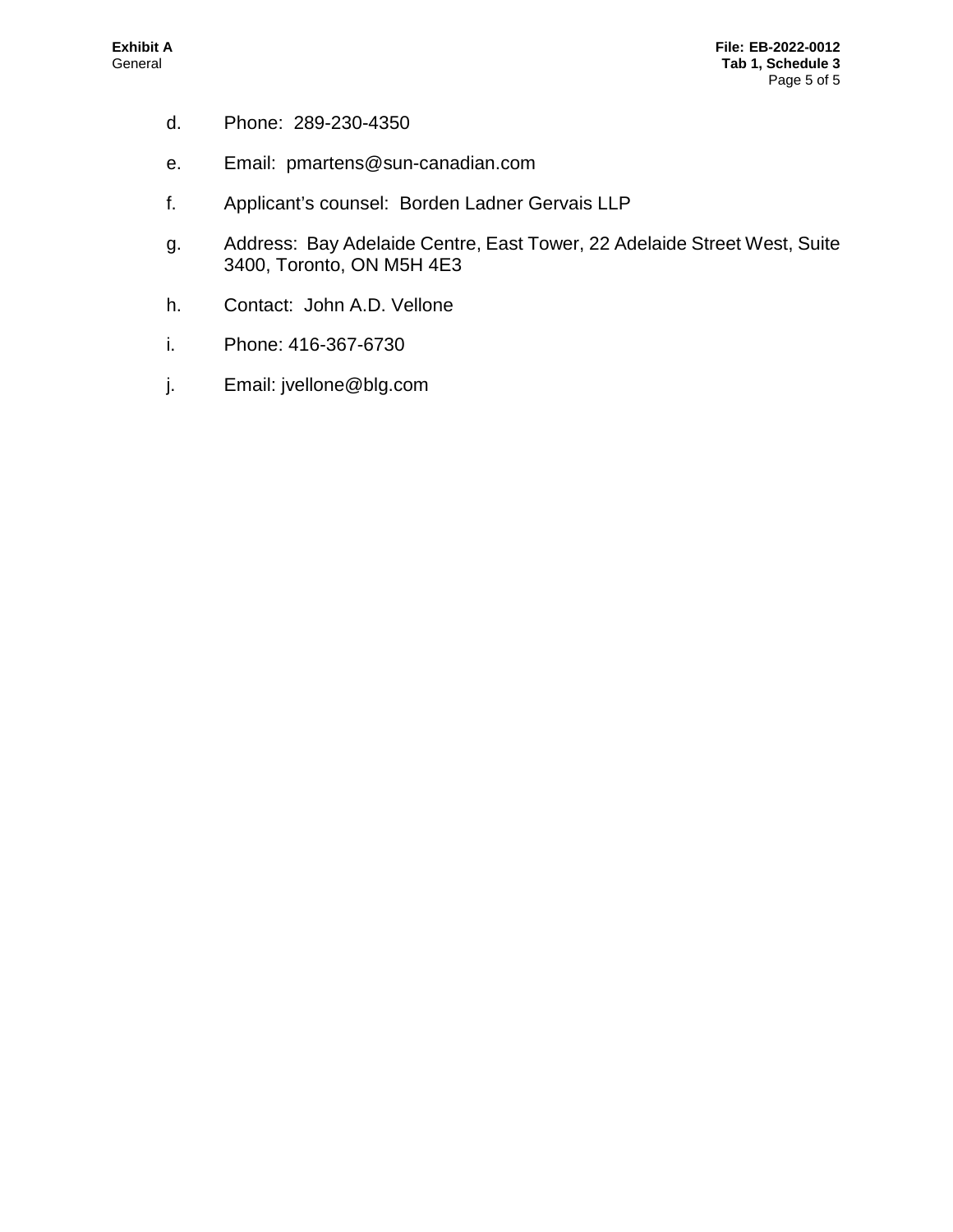d. Phone: 289-230-4350

e. Email: pmartens@sun-canadian.com

f. Applicant’s counsel: Borden Ladner Gervais LLP

g. Address: Bay Adelaide Centre, East Tower, 22 Adelaide Street West, Suite 3400, Toronto, ON M5H 4E3

h. Contact: John A.D. Vellone

i. Phone: 416-367-6730

j. Email: jvellone@blg.com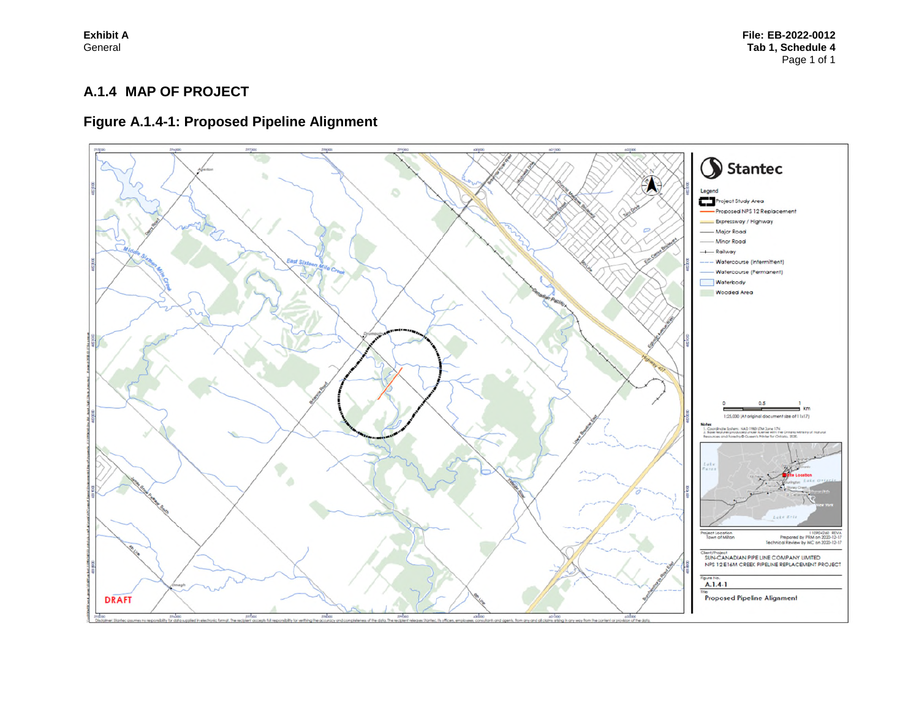## A.1.4 MAP OF PROJECT

### Figure A.1.4-1: Proposed Pipeline Alignment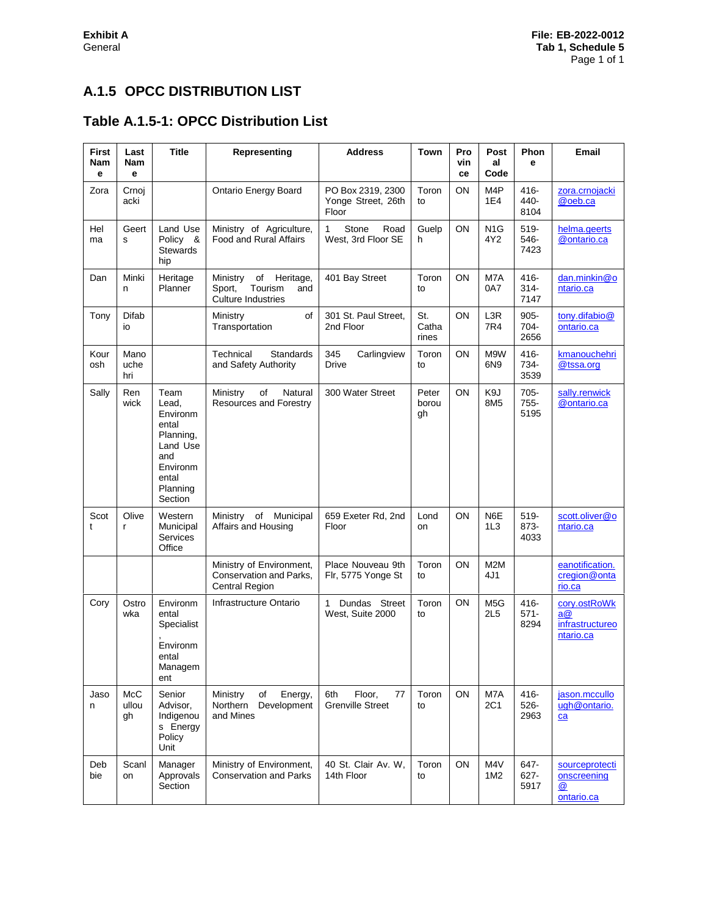## A.1.5 OPCC DISTRIBUTION LIST

### Table A.1.5-1: OPCC Distribution List

| First Name | Last Name | Title | Representing | Address | Town | Province | Postal Code | Phone | Email |
|---|---|---|---|---|---|---|---|---|---|
| Zora | Crnojacki | | Ontario Energy Board | PO Box 2319, 2300 Yonge Street, 26th Floor | Toronto | ON | M4P 1E4 | 416-440-8104 | zora.crnojacki@oeb.ca |
| Helma | Geerts | Land Use Policy & Stewardship | Ministry of Agriculture, Food and Rural Affairs | 1 Stone Road West, 3rd Floor SE | Guelph | ON | N1G 4Y2 | 519-546-7423 | helma.geerts@ontario.ca |
| Dan | Minkin | Heritage Planner | Ministry of Heritage, Sport, Tourism and Culture Industries | 401 Bay Street | Toronto | ON | M7A 0A7 | 416-314-7147 | dan.minkin@ontario.ca |
| Tony | Difabio | | Ministry of Transportation | 301 St. Paul Street, 2nd Floor | St. Catharines | ON | L3R 7R4 | 905-704-2656 | tony.difabio@ontario.ca |
| Kourosh | Manouchehri | | Technical Standards and Safety Authority | 345 Carlingview Drive | Toronto | ON | M9W 6N9 | 416-734-3539 | kmanouchehri@tssa.org |
| Sally | Renwick | Team Lead, Environmental Planning, Land Use and Environmental Planning Section | Ministry of Natural Resources and Forestry | 300 Water Street | Peterborough | ON | K9J 8M5 | 705-755-5195 | sally.renwick@ontario.ca |
| Scott | Oliver | Western Municipal Services Office | Ministry of Municipal Affairs and Housing | 659 Exeter Rd, 2nd Floor | London | ON | N6E 1L3 | 519-873-4033 | scott.oliver@ontario.ca |
| | | | Ministry of Environment, Conservation and Parks, Central Region | Place Nouveau 9th Flr, 5775 Yonge St | Toronto | ON | M2M 4J1 | | eanotification.cregion@ontario.ca |
| Cory | Ostrowka | Environmental Specialist, Environmental Management | Infrastructure Ontario | 1 Dundas Street West, Suite 2000 | Toronto | ON | M5G 2L5 | 416-571-8294 | cory.ostRoWka@infrastructureontario.ca |
| Jason | McCullough | Senior Advisor, Indigenous Energy Policy Unit | Ministry of Energy, Northern Development and Mines | 6th Floor, 77 Grenville Street | Toronto | ON | M7A 2C1 | 416-526-2963 | jason.mccullough@ontario.ca |
| Debbie | Scanlon | Manager Approvals Section | Ministry of Environment, Conservation and Parks | 40 St. Clair Av. W, 14th Floor | Toronto | ON | M4V 1M2 | 647-627-5917 | sourceprotectionscreening@ontario.ca |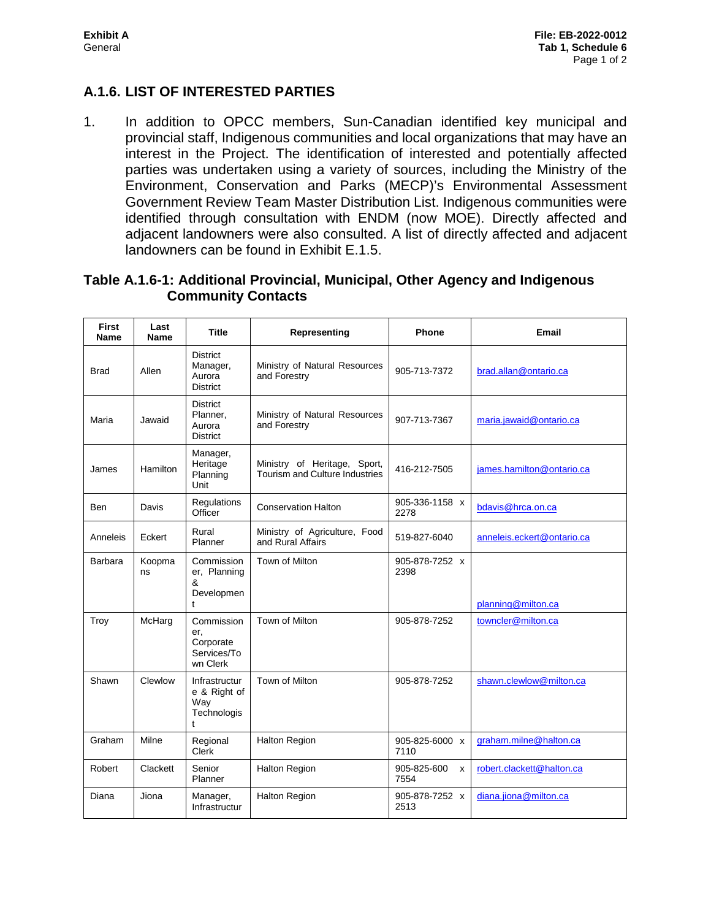## A.1.6. LIST OF INTERESTED PARTIES

1. In addition to OPCC members, Sun-Canadian identified key municipal and provincial staff, Indigenous communities and local organizations that may have an interest in the Project. The identification of interested and potentially affected parties was undertaken using a variety of sources, including the Ministry of the Environment, Conservation and Parks (MECP)'s Environmental Assessment Government Review Team Master Distribution List. Indigenous communities were identified through consultation with ENDM (now MOE). Directly affected and adjacent landowners were also consulted. A list of directly affected and adjacent landowners can be found in Exhibit E.1.5.

### Table A.1.6-1: Additional Provincial, Municipal, Other Agency and Indigenous Community Contacts

| First Name | Last Name | Title | Representing | Phone | Email |
|---|---|---|---|---|---|
| Brad | Allen | District Manager, Aurora District | Ministry of Natural Resources and Forestry | 905-713-7372 | brad.allan@ontario.ca |
| Maria | Jawaid | District Planner, Aurora District | Ministry of Natural Resources and Forestry | 907-713-7367 | maria.jawaid@ontario.ca |
| James | Hamilton | Manager, Heritage Planning Unit | Ministry of Heritage, Sport, Tourism and Culture Industries | 416-212-7505 | james.hamilton@ontario.ca |
| Ben | Davis | Regulations Officer | Conservation Halton | 905-336-1158 x 2278 | bdavis@hrca.on.ca |
| Anneleis | Eckert | Rural Planner | Ministry of Agriculture, Food and Rural Affairs | 519-827-6040 | anneleis.eckert@ontario.ca |
| Barbara | Koopmans | Commissioner, Planning & Development | Town of Milton | 905-878-7252 x 2398 | planning@milton.ca |
| Troy | McHarg | Commissioner, Corporate Services/Town Clerk | Town of Milton | 905-878-7252 | towncler@milton.ca |
| Shawn | Clewlow | Infrastructure & Right of Way Technologist | Town of Milton | 905-878-7252 | shawn.clewlow@milton.ca |
| Graham | Milne | Regional Clerk | Halton Region | 905-825-6000 x 7110 | graham.milne@halton.ca |
| Robert | Clackett | Senior Planner | Halton Region | 905-825-600 x 7554 | robert.clackett@halton.ca |
| Diana | Jiona | Manager, Infrastructur | Halton Region | 905-878-7252 x 2513 | diana.jiona@milton.ca |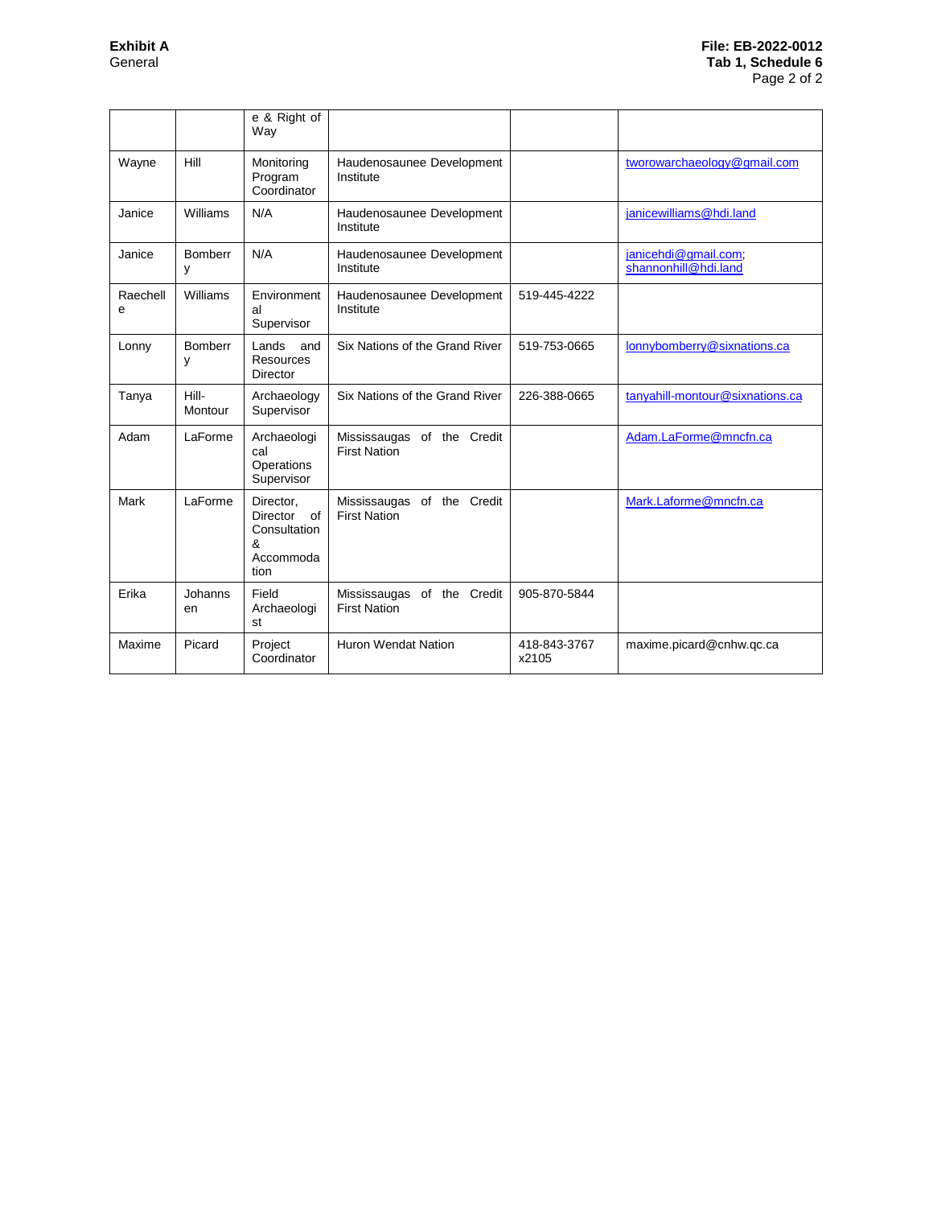| | | | | | |
|---|---|---|---|---|---|
| | | e & Right of Way | | | |
| Wayne | Hill | Monitoring Program Coordinator | Haudenosaunee Development Institute | | tworowarchaeology@gmail.com |
| Janice | Williams | N/A | Haudenosaunee Development Institute | | janicewilliams@hdi.land |
| Janice | Bomberry | N/A | Haudenosaunee Development Institute | | janicehdi@gmail.com; shannonhill@hdi.land |
| Raechelle | Williams | Environmental Supervisor | Haudenosaunee Development Institute | 519-445-4222 | |
| Lonny | Bomberry | Lands and Resources Director | Six Nations of the Grand River | 519-753-0665 | lonnybomberry@sixnations.ca |
| Tanya | Hill-Montour | Archaeology Supervisor | Six Nations of the Grand River | 226-388-0665 | tanyahill-montour@sixnations.ca |
| Adam | LaForme | Archaeological Operations Supervisor | Mississaugas of the Credit First Nation | | Adam.LaForme@mncfn.ca |
| Mark | LaForme | Director, Director of Consultation & Accommodation | Mississaugas of the Credit First Nation | | Mark.Laforme@mncfn.ca |
| Erika | Johannsen | Field Archaeologist | Mississaugas of the Credit First Nation | 905-870-5844 | |
| Maxime | Picard | Project Coordinator | Huron Wendat Nation | 418-843-3767 x2105 | maxime.picard@cnhw.qc.ca |